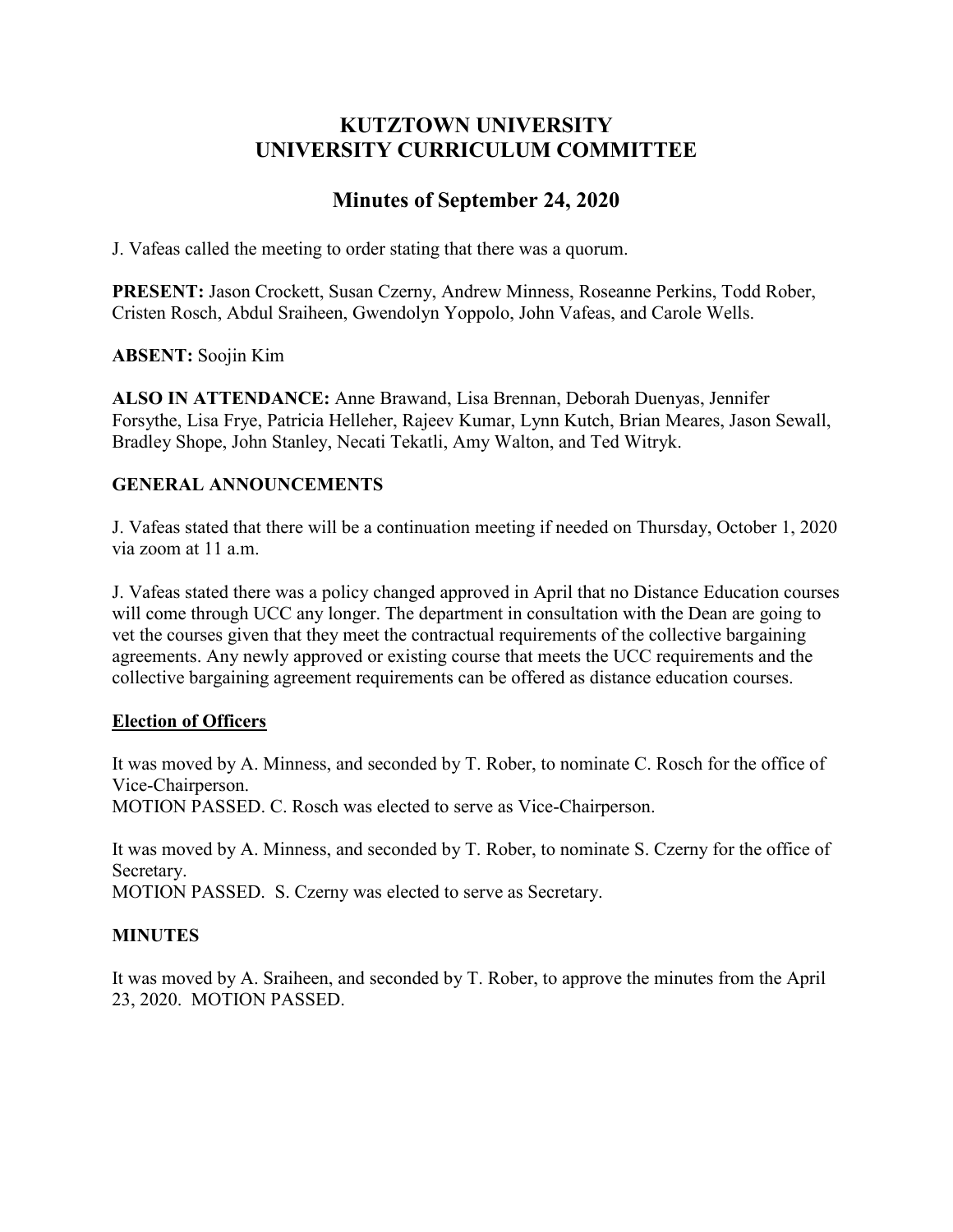# KUTZTOWN UNIVERSITY
# UNIVERSITY CURRICULUM COMMITTEE

## Minutes of September 24, 2020

J. Vafeas called the meeting to order stating that there was a quorum.

**PRESENT:** Jason Crockett, Susan Czerny, Andrew Minness, Roseanne Perkins, Todd Rober, Cristen Rosch, Abdul Sraiheen, Gwendolyn Yoppolo, John Vafeas, and Carole Wells.

**ABSENT:** Soojin Kim

**ALSO IN ATTENDANCE:** Anne Brawand, Lisa Brennan, Deborah Duenyas, Jennifer Forsythe, Lisa Frye, Patricia Helleher, Rajeev Kumar, Lynn Kutch, Brian Meares, Jason Sewall, Bradley Shope, John Stanley, Necati Tekatli, Amy Walton, and Ted Witryk.

### GENERAL ANNOUNCEMENTS

J. Vafeas stated that there will be a continuation meeting if needed on Thursday, October 1, 2020 via zoom at 11 a.m.

J. Vafeas stated there was a policy changed approved in April that no Distance Education courses will come through UCC any longer. The department in consultation with the Dean are going to vet the courses given that they meet the contractual requirements of the collective bargaining agreements. Any newly approved or existing course that meets the UCC requirements and the collective bargaining agreement requirements can be offered as distance education courses.

### Election of Officers

It was moved by A. Minness, and seconded by T. Rober, to nominate C. Rosch for the office of Vice-Chairperson.
MOTION PASSED. C. Rosch was elected to serve as Vice-Chairperson.

It was moved by A. Minness, and seconded by T. Rober, to nominate S. Czerny for the office of Secretary.
MOTION PASSED. S. Czerny was elected to serve as Secretary.

### MINUTES

It was moved by A. Sraiheen, and seconded by T. Rober, to approve the minutes from the April 23, 2020. MOTION PASSED.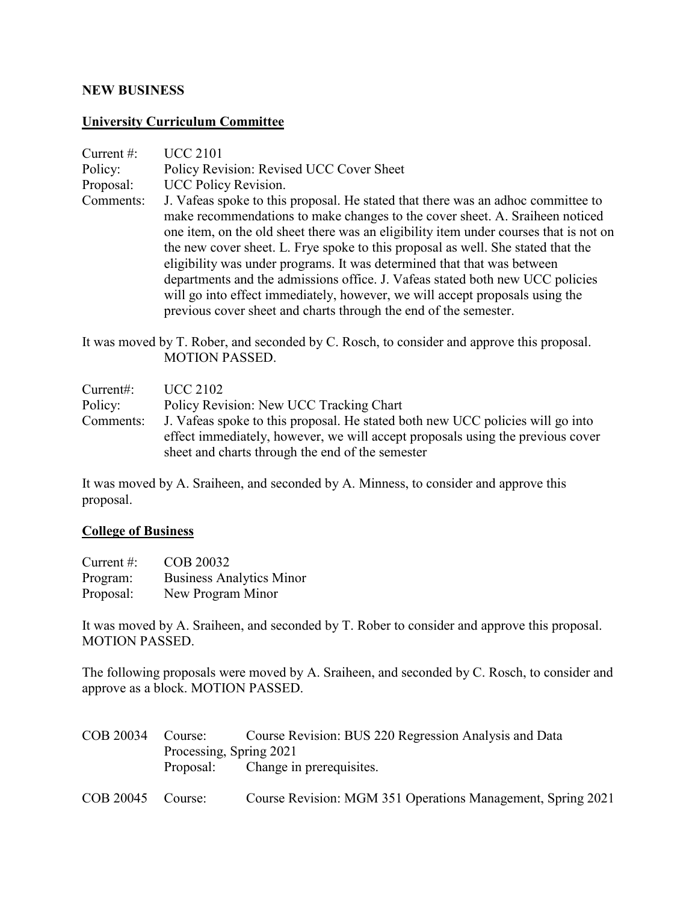**NEW BUSINESS**

**University Curriculum Committee**

Current #: UCC 2101
Policy: Policy Revision: Revised UCC Cover Sheet
Proposal: UCC Policy Revision.
Comments: J. Vafeas spoke to this proposal. He stated that there was an adhoc committee to make recommendations to make changes to the cover sheet. A. Sraiheen noticed one item, on the old sheet there was an eligibility item under courses that is not on the new cover sheet. L. Frye spoke to this proposal as well. She stated that the eligibility was under programs. It was determined that that was between departments and the admissions office. J. Vafeas stated both new UCC policies will go into effect immediately, however, we will accept proposals using the previous cover sheet and charts through the end of the semester.

It was moved by T. Rober, and seconded by C. Rosch, to consider and approve this proposal. MOTION PASSED.

Current#: UCC 2102
Policy: Policy Revision: New UCC Tracking Chart
Comments: J. Vafeas spoke to this proposal. He stated both new UCC policies will go into effect immediately, however, we will accept proposals using the previous cover sheet and charts through the end of the semester

It was moved by A. Sraiheen, and seconded by A. Minness, to consider and approve this proposal.

**College of Business**

Current #: COB 20032
Program: Business Analytics Minor
Proposal: New Program Minor

It was moved by A. Sraiheen, and seconded by T. Rober to consider and approve this proposal. MOTION PASSED.

The following proposals were moved by A. Sraiheen, and seconded by C. Rosch, to consider and approve as a block. MOTION PASSED.

COB 20034 Course: Course Revision: BUS 220 Regression Analysis and Data Processing, Spring 2021
Proposal: Change in prerequisites.

COB 20045 Course: Course Revision: MGM 351 Operations Management, Spring 2021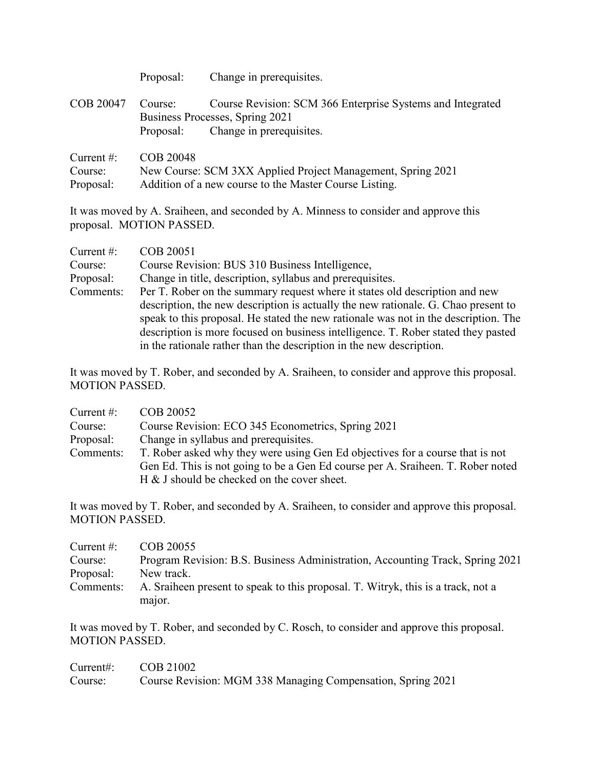Proposal: Change in prerequisites.

COB 20047 Course: Course Revision: SCM 366 Enterprise Systems and Integrated Business Processes, Spring 2021
Proposal: Change in prerequisites.

Current #: COB 20048
Course: New Course: SCM 3XX Applied Project Management, Spring 2021
Proposal: Addition of a new course to the Master Course Listing.

It was moved by A. Sraiheen, and seconded by A. Minness to consider and approve this proposal. MOTION PASSED.

Current #: COB 20051
Course: Course Revision: BUS 310 Business Intelligence,
Proposal: Change in title, description, syllabus and prerequisites.
Comments: Per T. Rober on the summary request where it states old description and new description, the new description is actually the new rationale. G. Chao present to speak to this proposal. He stated the new rationale was not in the description. The description is more focused on business intelligence. T. Rober stated they pasted in the rationale rather than the description in the new description.

It was moved by T. Rober, and seconded by A. Sraiheen, to consider and approve this proposal. MOTION PASSED.

Current #: COB 20052
Course: Course Revision: ECO 345 Econometrics, Spring 2021
Proposal: Change in syllabus and prerequisites.
Comments: T. Rober asked why they were using Gen Ed objectives for a course that is not Gen Ed. This is not going to be a Gen Ed course per A. Sraiheen. T. Rober noted H & J should be checked on the cover sheet.

It was moved by T. Rober, and seconded by A. Sraiheen, to consider and approve this proposal. MOTION PASSED.

Current #: COB 20055
Course: Program Revision: B.S. Business Administration, Accounting Track, Spring 2021
Proposal: New track.
Comments: A. Sraiheen present to speak to this proposal. T. Witryk, this is a track, not a major.

It was moved by T. Rober, and seconded by C. Rosch, to consider and approve this proposal. MOTION PASSED.

Current#: COB 21002
Course: Course Revision: MGM 338 Managing Compensation, Spring 2021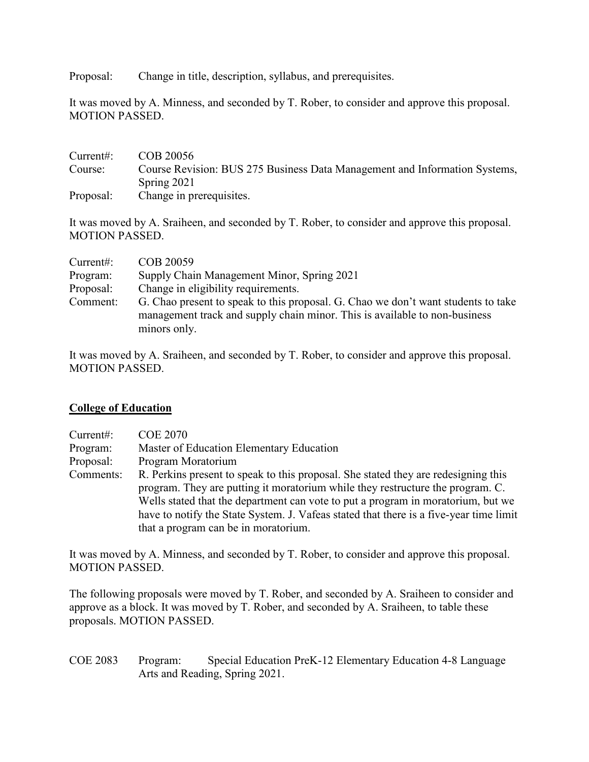Proposal: Change in title, description, syllabus, and prerequisites.

It was moved by A. Minness, and seconded by T. Rober, to consider and approve this proposal. MOTION PASSED.

Current#: COB 20056
Course: Course Revision: BUS 275 Business Data Management and Information Systems, Spring 2021
Proposal: Change in prerequisites.

It was moved by A. Sraiheen, and seconded by T. Rober, to consider and approve this proposal. MOTION PASSED.

Current#: COB 20059
Program: Supply Chain Management Minor, Spring 2021
Proposal: Change in eligibility requirements.
Comment: G. Chao present to speak to this proposal. G. Chao we don't want students to take management track and supply chain minor. This is available to non-business minors only.

It was moved by A. Sraiheen, and seconded by T. Rober, to consider and approve this proposal. MOTION PASSED.

**College of Education**

Current#: COE 2070
Program: Master of Education Elementary Education
Proposal: Program Moratorium
Comments: R. Perkins present to speak to this proposal. She stated they are redesigning this program. They are putting it moratorium while they restructure the program. C. Wells stated that the department can vote to put a program in moratorium, but we have to notify the State System. J. Vafeas stated that there is a five-year time limit that a program can be in moratorium.

It was moved by A. Minness, and seconded by T. Rober, to consider and approve this proposal. MOTION PASSED.

The following proposals were moved by T. Rober, and seconded by A. Sraiheen to consider and approve as a block. It was moved by T. Rober, and seconded by A. Sraiheen, to table these proposals. MOTION PASSED.

COE 2083 Program: Special Education PreK-12 Elementary Education 4-8 Language Arts and Reading, Spring 2021.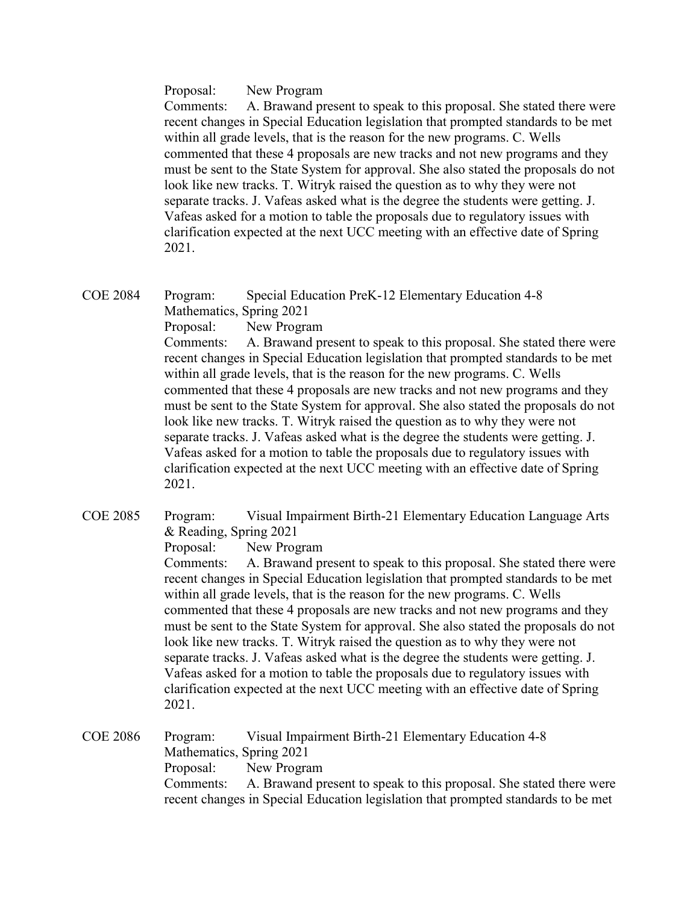Proposal: New Program

Comments: A. Brawand present to speak to this proposal. She stated there were recent changes in Special Education legislation that prompted standards to be met within all grade levels, that is the reason for the new programs. C. Wells commented that these 4 proposals are new tracks and not new programs and they must be sent to the State System for approval. She also stated the proposals do not look like new tracks. T. Witryk raised the question as to why they were not separate tracks. J. Vafeas asked what is the degree the students were getting. J. Vafeas asked for a motion to table the proposals due to regulatory issues with clarification expected at the next UCC meeting with an effective date of Spring 2021.

COE 2084 Program: Special Education PreK-12 Elementary Education 4-8 Mathematics, Spring 2021

Proposal: New Program

Comments: A. Brawand present to speak to this proposal. She stated there were recent changes in Special Education legislation that prompted standards to be met within all grade levels, that is the reason for the new programs. C. Wells commented that these 4 proposals are new tracks and not new programs and they must be sent to the State System for approval. She also stated the proposals do not look like new tracks. T. Witryk raised the question as to why they were not separate tracks. J. Vafeas asked what is the degree the students were getting. J. Vafeas asked for a motion to table the proposals due to regulatory issues with clarification expected at the next UCC meeting with an effective date of Spring 2021.

COE 2085 Program: Visual Impairment Birth-21 Elementary Education Language Arts & Reading, Spring 2021

Proposal: New Program

Comments: A. Brawand present to speak to this proposal. She stated there were recent changes in Special Education legislation that prompted standards to be met within all grade levels, that is the reason for the new programs. C. Wells commented that these 4 proposals are new tracks and not new programs and they must be sent to the State System for approval. She also stated the proposals do not look like new tracks. T. Witryk raised the question as to why they were not separate tracks. J. Vafeas asked what is the degree the students were getting. J. Vafeas asked for a motion to table the proposals due to regulatory issues with clarification expected at the next UCC meeting with an effective date of Spring 2021.

COE 2086 Program: Visual Impairment Birth-21 Elementary Education 4-8 Mathematics, Spring 2021

Proposal: New Program

Comments: A. Brawand present to speak to this proposal. She stated there were recent changes in Special Education legislation that prompted standards to be met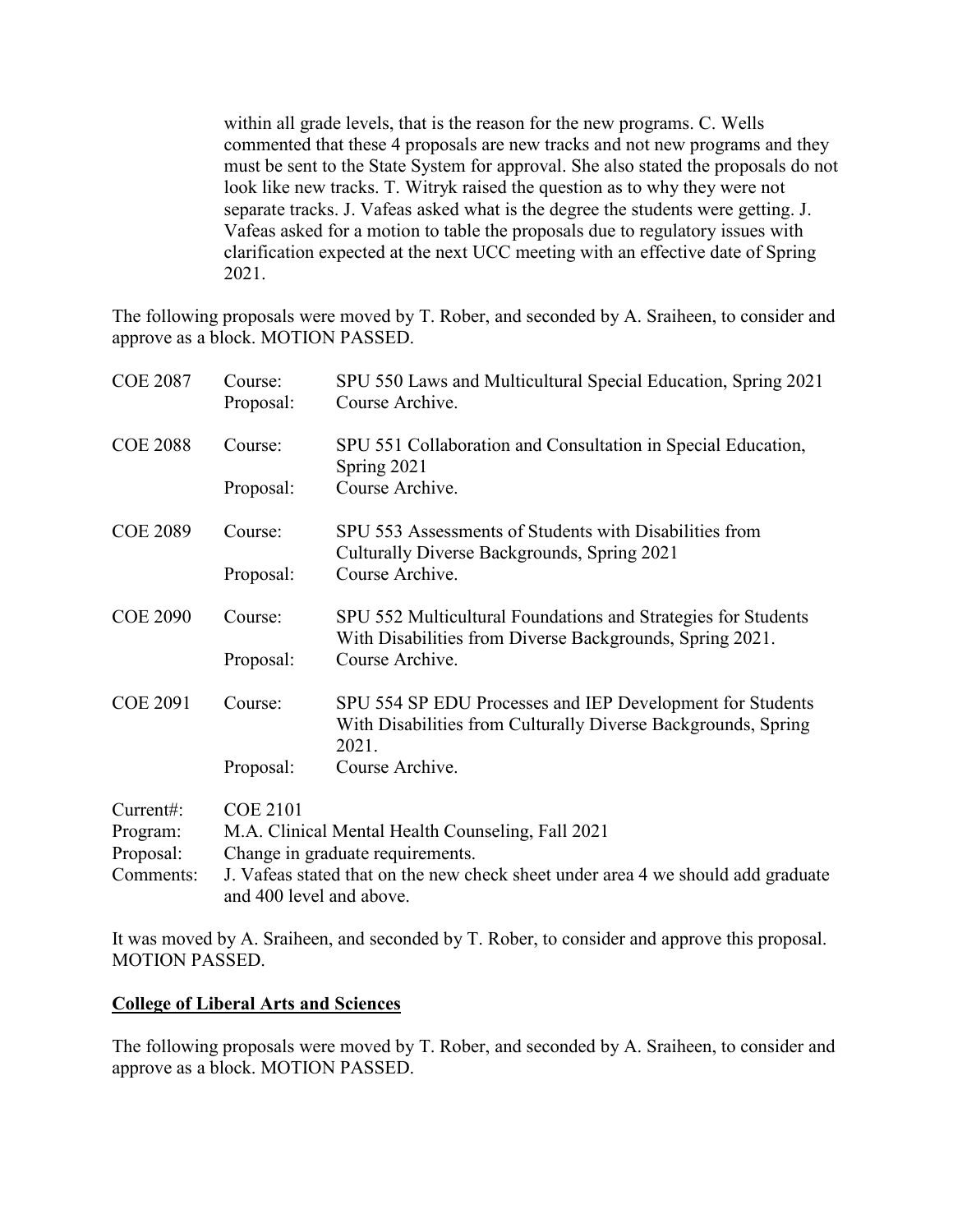within all grade levels, that is the reason for the new programs. C. Wells commented that these 4 proposals are new tracks and not new programs and they must be sent to the State System for approval. She also stated the proposals do not look like new tracks. T. Witryk raised the question as to why they were not separate tracks. J. Vafeas asked what is the degree the students were getting. J. Vafeas asked for a motion to table the proposals due to regulatory issues with clarification expected at the next UCC meeting with an effective date of Spring 2021.

The following proposals were moved by T. Rober, and seconded by A. Sraiheen, to consider and approve as a block. MOTION PASSED.

| | | |
|---|---|---|
| COE 2087 | Course: | SPU 550 Laws and Multicultural Special Education, Spring 2021 |
| | Proposal: | Course Archive. |
| COE 2088 | Course: | SPU 551 Collaboration and Consultation in Special Education, Spring 2021 |
| | Proposal: | Course Archive. |
| COE 2089 | Course: | SPU 553 Assessments of Students with Disabilities from Culturally Diverse Backgrounds, Spring 2021 |
| | Proposal: | Course Archive. |
| COE 2090 | Course: | SPU 552 Multicultural Foundations and Strategies for Students With Disabilities from Diverse Backgrounds, Spring 2021. |
| | Proposal: | Course Archive. |
| COE 2091 | Course: | SPU 554 SP EDU Processes and IEP Development for Students With Disabilities from Culturally Diverse Backgrounds, Spring 2021. |
| | Proposal: | Course Archive. |

| | |
|---|---|
| Current#: | COE 2101 |
| Program: | M.A. Clinical Mental Health Counseling, Fall 2021 |
| Proposal: | Change in graduate requirements. |
| Comments: | J. Vafeas stated that on the new check sheet under area 4 we should add graduate and 400 level and above. |

It was moved by A. Sraiheen, and seconded by T. Rober, to consider and approve this proposal. MOTION PASSED.

**College of Liberal Arts and Sciences**

The following proposals were moved by T. Rober, and seconded by A. Sraiheen, to consider and approve as a block. MOTION PASSED.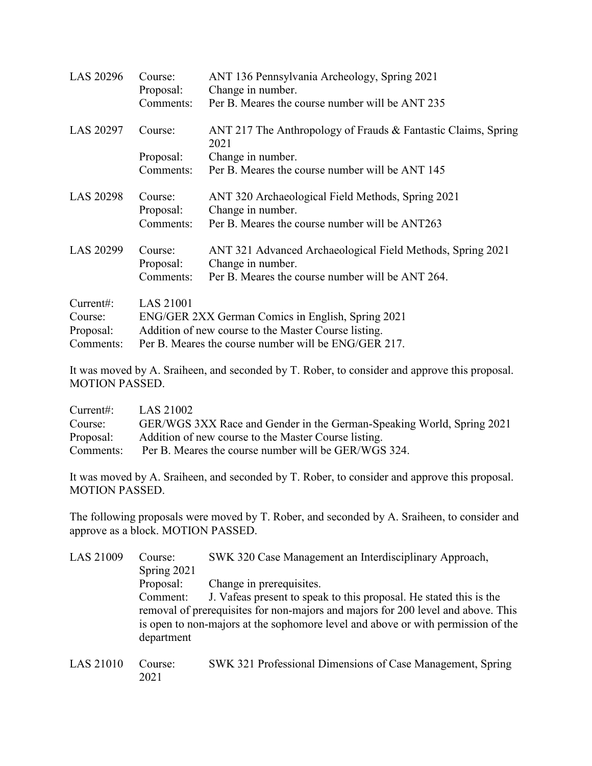LAS 20296 Course: ANT 136 Pennsylvania Archeology, Spring 2021
Proposal: Change in number.
Comments: Per B. Meares the course number will be ANT 235

LAS 20297 Course: ANT 217 The Anthropology of Frauds & Fantastic Claims, Spring 2021
Proposal: Change in number.
Comments: Per B. Meares the course number will be ANT 145

LAS 20298 Course: ANT 320 Archaeological Field Methods, Spring 2021
Proposal: Change in number.
Comments: Per B. Meares the course number will be ANT263

LAS 20299 Course: ANT 321 Advanced Archaeological Field Methods, Spring 2021
Proposal: Change in number.
Comments: Per B. Meares the course number will be ANT 264.

Current#: LAS 21001
Course: ENG/GER 2XX German Comics in English, Spring 2021
Proposal: Addition of new course to the Master Course listing.
Comments: Per B. Meares the course number will be ENG/GER 217.

It was moved by A. Sraiheen, and seconded by T. Rober, to consider and approve this proposal. MOTION PASSED.

Current#: LAS 21002
Course: GER/WGS 3XX Race and Gender in the German-Speaking World, Spring 2021
Proposal: Addition of new course to the Master Course listing.
Comments: Per B. Meares the course number will be GER/WGS 324.

It was moved by A. Sraiheen, and seconded by T. Rober, to consider and approve this proposal. MOTION PASSED.

The following proposals were moved by T. Rober, and seconded by A. Sraiheen, to consider and approve as a block. MOTION PASSED.

LAS 21009 Course: SWK 320 Case Management an Interdisciplinary Approach, Spring 2021
Proposal: Change in prerequisites.
Comment: J. Vafeas present to speak to this proposal. He stated this is the removal of prerequisites for non-majors and majors for 200 level and above. This is open to non-majors at the sophomore level and above or with permission of the department

LAS 21010 Course: SWK 321 Professional Dimensions of Case Management, Spring 2021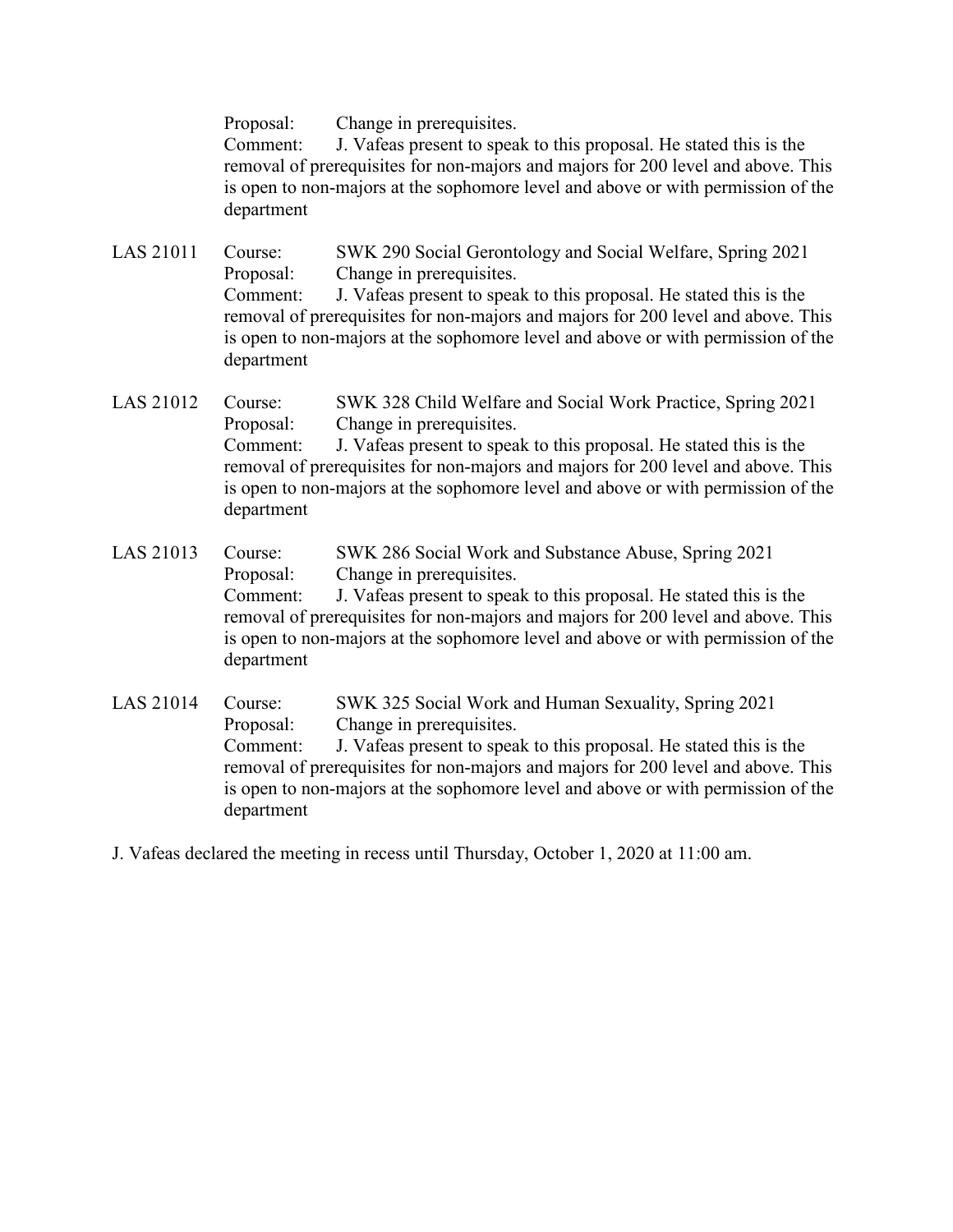Proposal: Change in prerequisites.
Comment: J. Vafeas present to speak to this proposal. He stated this is the removal of prerequisites for non-majors and majors for 200 level and above. This is open to non-majors at the sophomore level and above or with permission of the department

LAS 21011 Course: SWK 290 Social Gerontology and Social Welfare, Spring 2021
Proposal: Change in prerequisites.
Comment: J. Vafeas present to speak to this proposal. He stated this is the removal of prerequisites for non-majors and majors for 200 level and above. This is open to non-majors at the sophomore level and above or with permission of the department

LAS 21012 Course: SWK 328 Child Welfare and Social Work Practice, Spring 2021
Proposal: Change in prerequisites.
Comment: J. Vafeas present to speak to this proposal. He stated this is the removal of prerequisites for non-majors and majors for 200 level and above. This is open to non-majors at the sophomore level and above or with permission of the department

LAS 21013 Course: SWK 286 Social Work and Substance Abuse, Spring 2021
Proposal: Change in prerequisites.
Comment: J. Vafeas present to speak to this proposal. He stated this is the removal of prerequisites for non-majors and majors for 200 level and above. This is open to non-majors at the sophomore level and above or with permission of the department

LAS 21014 Course: SWK 325 Social Work and Human Sexuality, Spring 2021
Proposal: Change in prerequisites.
Comment: J. Vafeas present to speak to this proposal. He stated this is the removal of prerequisites for non-majors and majors for 200 level and above. This is open to non-majors at the sophomore level and above or with permission of the department

J. Vafeas declared the meeting in recess until Thursday, October 1, 2020 at 11:00 am.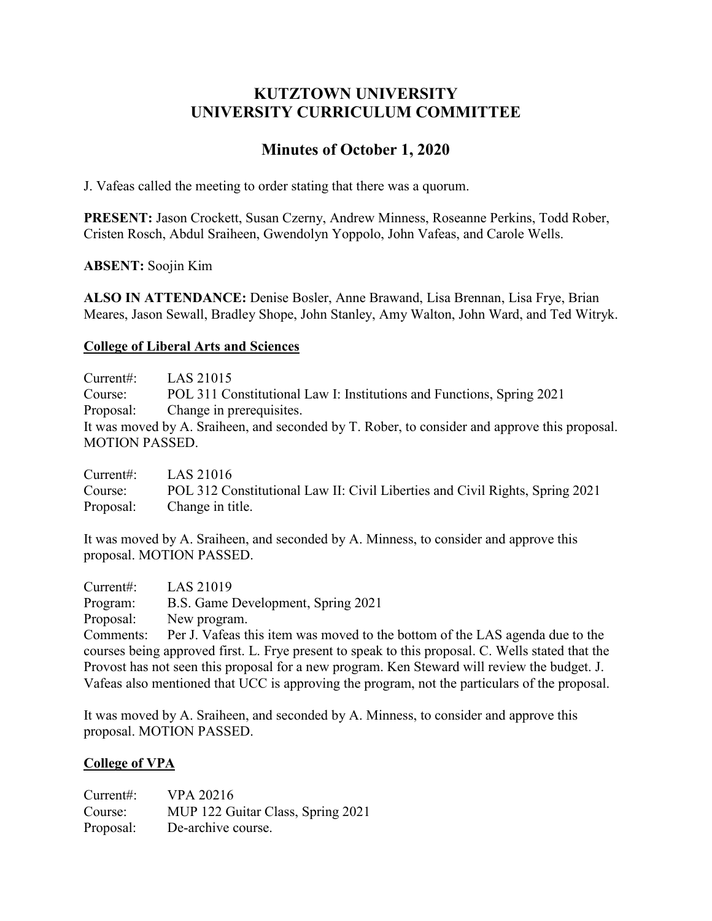# KUTZTOWN UNIVERSITY
# UNIVERSITY CURRICULUM COMMITTEE

## Minutes of October 1, 2020

J. Vafeas called the meeting to order stating that there was a quorum.

**PRESENT:** Jason Crockett, Susan Czerny, Andrew Minness, Roseanne Perkins, Todd Rober, Cristen Rosch, Abdul Sraiheen, Gwendolyn Yoppolo, John Vafeas, and Carole Wells.

**ABSENT:** Soojin Kim

**ALSO IN ATTENDANCE:** Denise Bosler, Anne Brawand, Lisa Brennan, Lisa Frye, Brian Meares, Jason Sewall, Bradley Shope, John Stanley, Amy Walton, John Ward, and Ted Witryk.

### College of Liberal Arts and Sciences

Current#: LAS 21015
Course: POL 311 Constitutional Law I: Institutions and Functions, Spring 2021
Proposal: Change in prerequisites.
It was moved by A. Sraiheen, and seconded by T. Rober, to consider and approve this proposal. MOTION PASSED.

Current#: LAS 21016
Course: POL 312 Constitutional Law II: Civil Liberties and Civil Rights, Spring 2021
Proposal: Change in title.

It was moved by A. Sraiheen, and seconded by A. Minness, to consider and approve this proposal. MOTION PASSED.

Current#: LAS 21019
Program: B.S. Game Development, Spring 2021
Proposal: New program.
Comments: Per J. Vafeas this item was moved to the bottom of the LAS agenda due to the courses being approved first. L. Frye present to speak to this proposal. C. Wells stated that the Provost has not seen this proposal for a new program. Ken Steward will review the budget. J. Vafeas also mentioned that UCC is approving the program, not the particulars of the proposal.

It was moved by A. Sraiheen, and seconded by A. Minness, to consider and approve this proposal. MOTION PASSED.

### College of VPA

Current#: VPA 20216
Course: MUP 122 Guitar Class, Spring 2021
Proposal: De-archive course.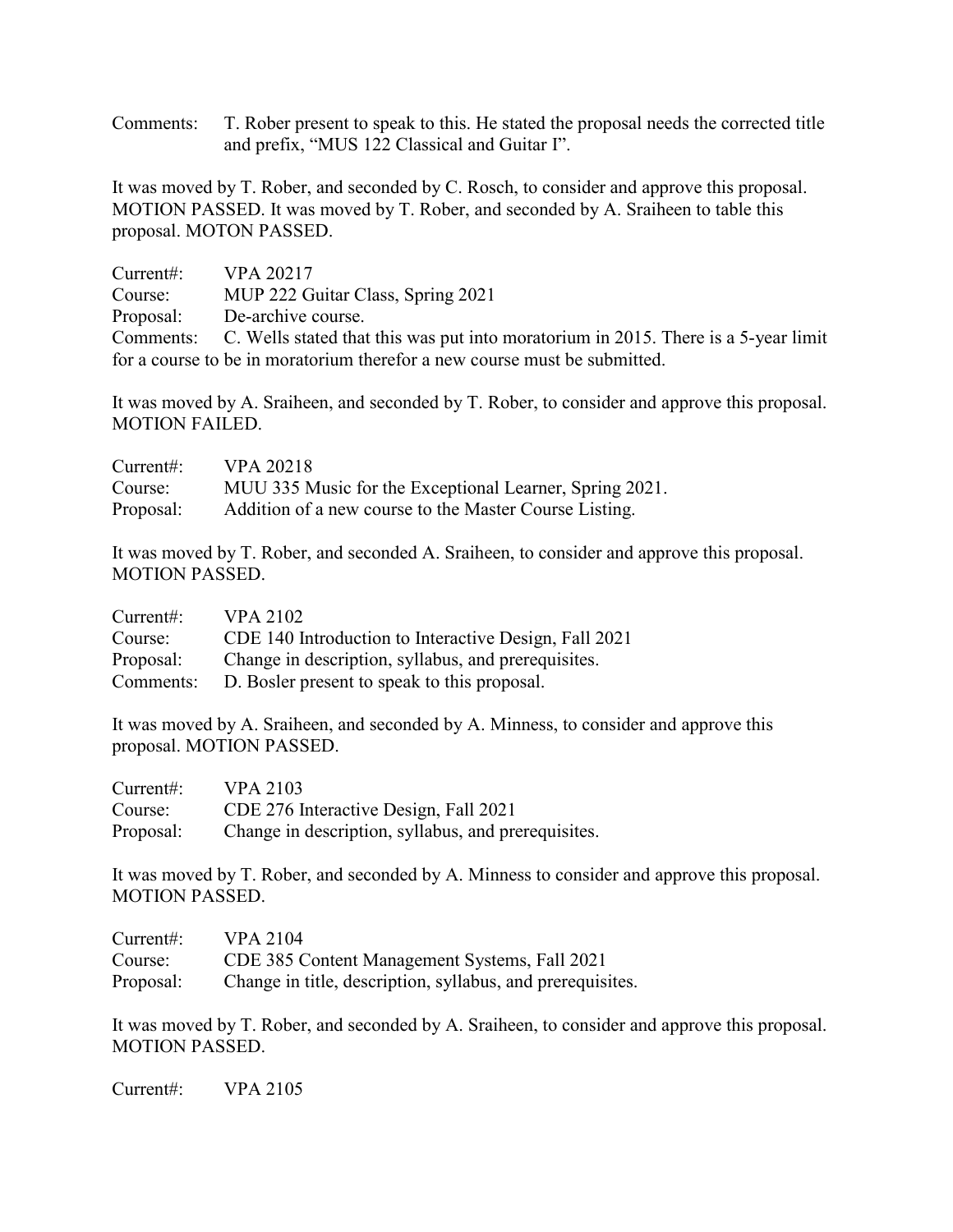Comments: T. Rober present to speak to this. He stated the proposal needs the corrected title and prefix, "MUS 122 Classical and Guitar I".

It was moved by T. Rober, and seconded by C. Rosch, to consider and approve this proposal. MOTION PASSED. It was moved by T. Rober, and seconded by A. Sraiheen to table this proposal. MOTON PASSED.

Current#: VPA 20217
Course: MUP 222 Guitar Class, Spring 2021
Proposal: De-archive course.
Comments: C. Wells stated that this was put into moratorium in 2015. There is a 5-year limit for a course to be in moratorium therefor a new course must be submitted.

It was moved by A. Sraiheen, and seconded by T. Rober, to consider and approve this proposal. MOTION FAILED.

Current#: VPA 20218
Course: MUU 335 Music for the Exceptional Learner, Spring 2021.
Proposal: Addition of a new course to the Master Course Listing.

It was moved by T. Rober, and seconded A. Sraiheen, to consider and approve this proposal. MOTION PASSED.

Current#: VPA 2102
Course: CDE 140 Introduction to Interactive Design, Fall 2021
Proposal: Change in description, syllabus, and prerequisites.
Comments: D. Bosler present to speak to this proposal.

It was moved by A. Sraiheen, and seconded by A. Minness, to consider and approve this proposal. MOTION PASSED.

Current#: VPA 2103
Course: CDE 276 Interactive Design, Fall 2021
Proposal: Change in description, syllabus, and prerequisites.

It was moved by T. Rober, and seconded by A. Minness to consider and approve this proposal. MOTION PASSED.

Current#: VPA 2104
Course: CDE 385 Content Management Systems, Fall 2021
Proposal: Change in title, description, syllabus, and prerequisites.

It was moved by T. Rober, and seconded by A. Sraiheen, to consider and approve this proposal. MOTION PASSED.

Current#: VPA 2105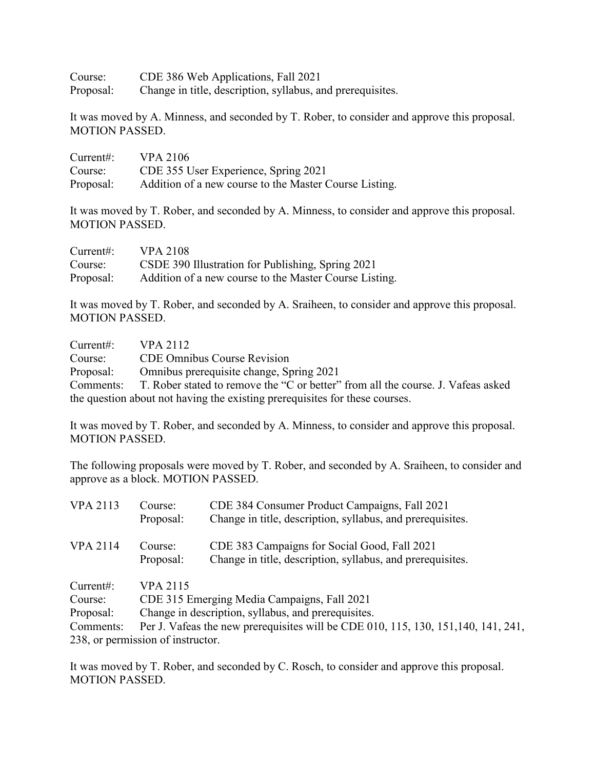Course: CDE 386 Web Applications, Fall 2021
Proposal: Change in title, description, syllabus, and prerequisites.

It was moved by A. Minness, and seconded by T. Rober, to consider and approve this proposal. MOTION PASSED.

Current#: VPA 2106
Course: CDE 355 User Experience, Spring 2021
Proposal: Addition of a new course to the Master Course Listing.

It was moved by T. Rober, and seconded by A. Minness, to consider and approve this proposal. MOTION PASSED.

Current#: VPA 2108
Course: CSDE 390 Illustration for Publishing, Spring 2021
Proposal: Addition of a new course to the Master Course Listing.

It was moved by T. Rober, and seconded by A. Sraiheen, to consider and approve this proposal. MOTION PASSED.

Current#: VPA 2112
Course: CDE Omnibus Course Revision
Proposal: Omnibus prerequisite change, Spring 2021
Comments: T. Rober stated to remove the "C or better" from all the course. J. Vafeas asked the question about not having the existing prerequisites for these courses.

It was moved by T. Rober, and seconded by A. Minness, to consider and approve this proposal. MOTION PASSED.

The following proposals were moved by T. Rober, and seconded by A. Sraiheen, to consider and approve as a block. MOTION PASSED.

VPA 2113 Course: CDE 384 Consumer Product Campaigns, Fall 2021
Proposal: Change in title, description, syllabus, and prerequisites.

VPA 2114 Course: CDE 383 Campaigns for Social Good, Fall 2021
Proposal: Change in title, description, syllabus, and prerequisites.

Current#: VPA 2115
Course: CDE 315 Emerging Media Campaigns, Fall 2021
Proposal: Change in description, syllabus, and prerequisites.
Comments: Per J. Vafeas the new prerequisites will be CDE 010, 115, 130, 151,140, 141, 241, 238, or permission of instructor.

It was moved by T. Rober, and seconded by C. Rosch, to consider and approve this proposal. MOTION PASSED.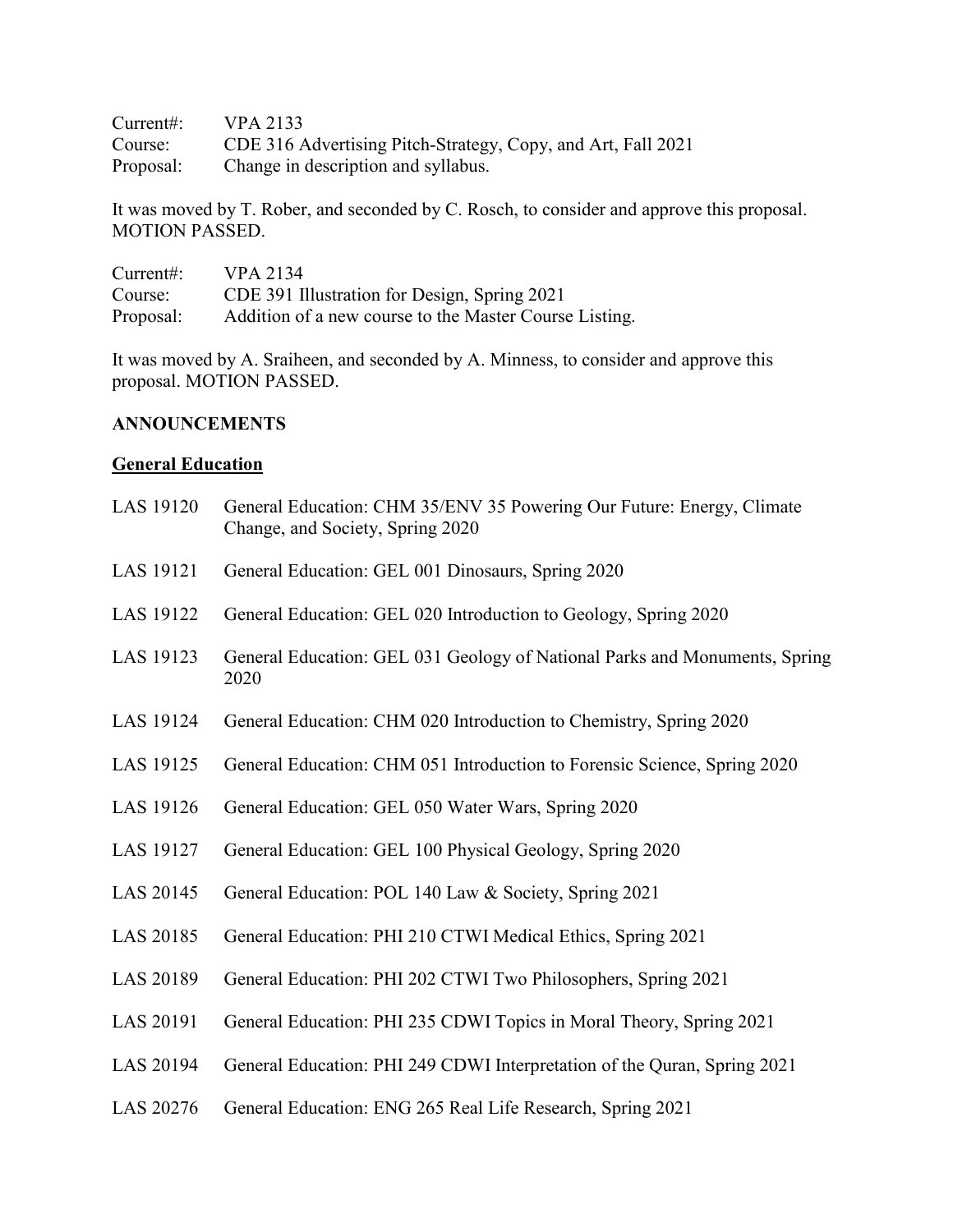Current#: VPA 2133
Course: CDE 316 Advertising Pitch-Strategy, Copy, and Art, Fall 2021
Proposal: Change in description and syllabus.

It was moved by T. Rober, and seconded by C. Rosch, to consider and approve this proposal. MOTION PASSED.

Current#: VPA 2134
Course: CDE 391 Illustration for Design, Spring 2021
Proposal: Addition of a new course to the Master Course Listing.

It was moved by A. Sraiheen, and seconded by A. Minness, to consider and approve this proposal. MOTION PASSED.

**ANNOUNCEMENTS**

**General Education**

LAS 19120 General Education: CHM 35/ENV 35 Powering Our Future: Energy, Climate Change, and Society, Spring 2020

LAS 19121 General Education: GEL 001 Dinosaurs, Spring 2020

LAS 19122 General Education: GEL 020 Introduction to Geology, Spring 2020

LAS 19123 General Education: GEL 031 Geology of National Parks and Monuments, Spring 2020

LAS 19124 General Education: CHM 020 Introduction to Chemistry, Spring 2020

LAS 19125 General Education: CHM 051 Introduction to Forensic Science, Spring 2020

LAS 19126 General Education: GEL 050 Water Wars, Spring 2020

LAS 19127 General Education: GEL 100 Physical Geology, Spring 2020

LAS 20145 General Education: POL 140 Law & Society, Spring 2021

LAS 20185 General Education: PHI 210 CTWI Medical Ethics, Spring 2021

LAS 20189 General Education: PHI 202 CTWI Two Philosophers, Spring 2021

LAS 20191 General Education: PHI 235 CDWI Topics in Moral Theory, Spring 2021

LAS 20194 General Education: PHI 249 CDWI Interpretation of the Quran, Spring 2021

LAS 20276 General Education: ENG 265 Real Life Research, Spring 2021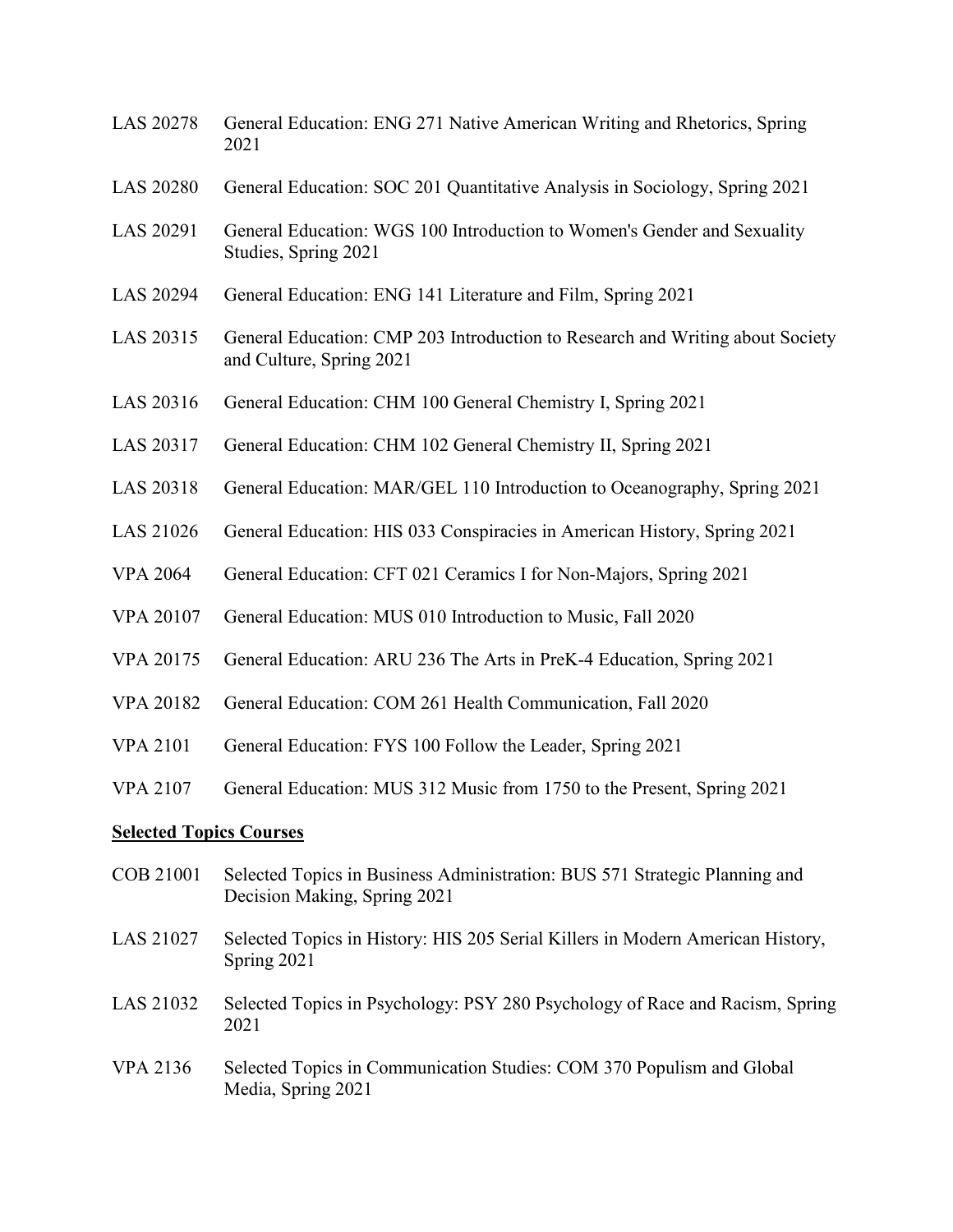LAS 20278 General Education: ENG 271 Native American Writing and Rhetorics, Spring 2021

LAS 20280 General Education: SOC 201 Quantitative Analysis in Sociology, Spring 2021

LAS 20291 General Education: WGS 100 Introduction to Women's Gender and Sexuality Studies, Spring 2021

LAS 20294 General Education: ENG 141 Literature and Film, Spring 2021

LAS 20315 General Education: CMP 203 Introduction to Research and Writing about Society and Culture, Spring 2021

LAS 20316 General Education: CHM 100 General Chemistry I, Spring 2021

LAS 20317 General Education: CHM 102 General Chemistry II, Spring 2021

LAS 20318 General Education: MAR/GEL 110 Introduction to Oceanography, Spring 2021

LAS 21026 General Education: HIS 033 Conspiracies in American History, Spring 2021

VPA 2064 General Education: CFT 021 Ceramics I for Non-Majors, Spring 2021

VPA 20107 General Education: MUS 010 Introduction to Music, Fall 2020

VPA 20175 General Education: ARU 236 The Arts in PreK-4 Education, Spring 2021

VPA 20182 General Education: COM 261 Health Communication, Fall 2020

VPA 2101 General Education: FYS 100 Follow the Leader, Spring 2021

VPA 2107 General Education: MUS 312 Music from 1750 to the Present, Spring 2021

**Selected Topics Courses**

COB 21001 Selected Topics in Business Administration: BUS 571 Strategic Planning and Decision Making, Spring 2021

LAS 21027 Selected Topics in History: HIS 205 Serial Killers in Modern American History, Spring 2021

LAS 21032 Selected Topics in Psychology: PSY 280 Psychology of Race and Racism, Spring 2021

VPA 2136 Selected Topics in Communication Studies: COM 370 Populism and Global Media, Spring 2021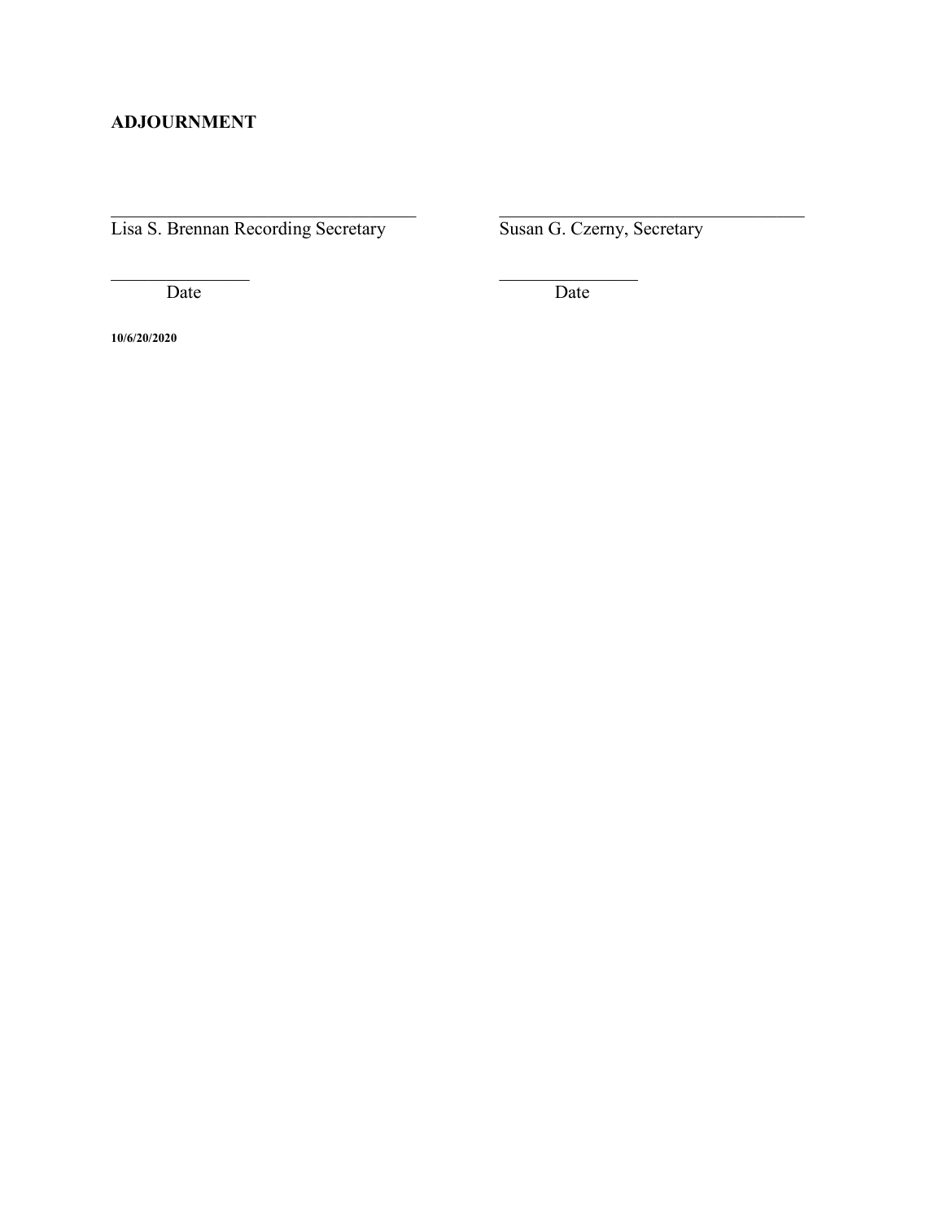**ADJOURNMENT**

\_\_\_\_\_\_\_\_\_\_\_\_\_\_\_\_\_\_\_\_\_\_\_\_\_\_\_\_\_\_\_\_
Lisa S. Brennan Recording Secretary

\_\_\_\_\_\_\_\_\_\_\_\_\_\_\_\_\_\_\_\_\_\_\_\_\_\_\_\_\_\_\_\_
Susan G. Czerny, Secretary

\_\_\_\_\_\_\_\_\_\_\_\_\_\_\_
Date

\_\_\_\_\_\_\_\_\_\_\_\_\_\_\_
Date

**10/6/20/2020**